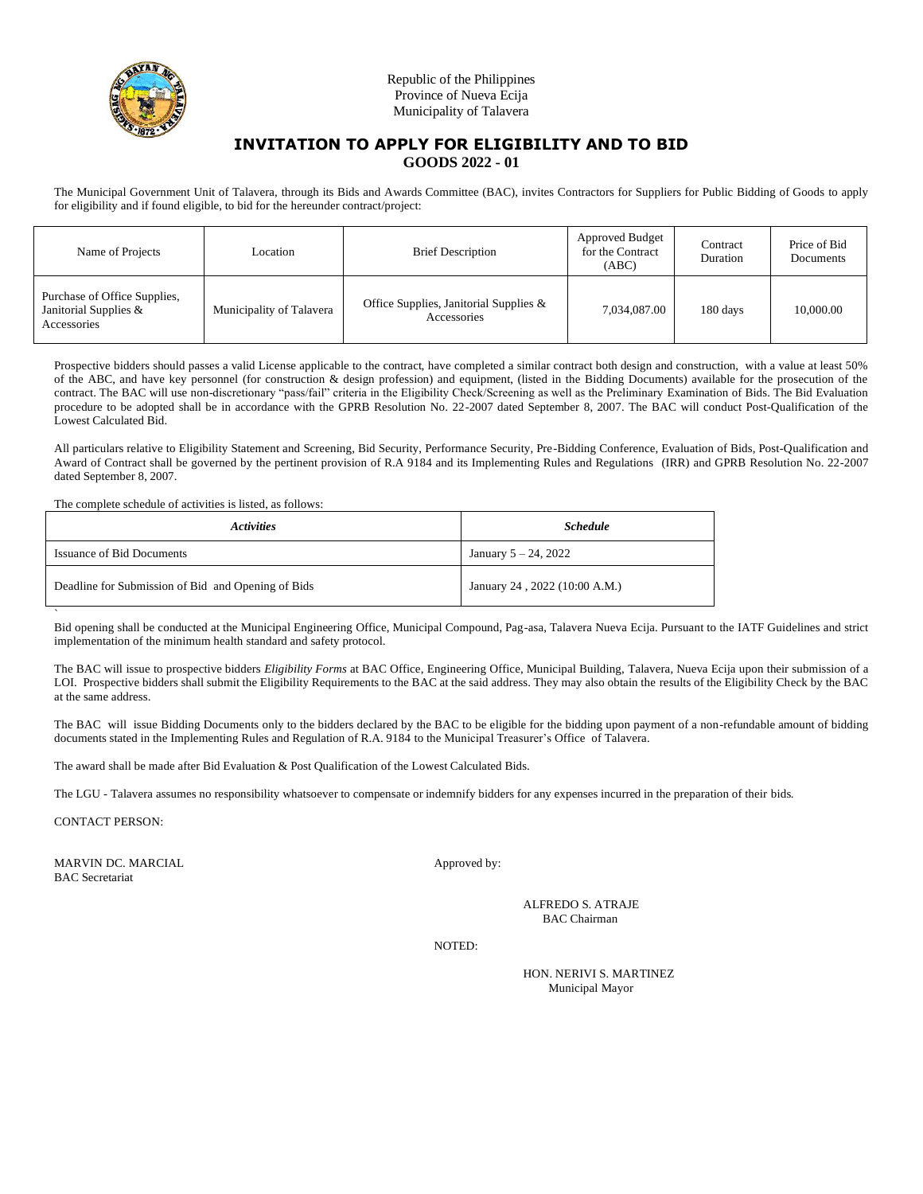Republic of the Philippines
Province of Nueva Ecija
Municipality of Talavera

# INVITATION TO APPLY FOR ELIGIBILITY AND TO BID

## GOODS 2022 - 01

The Municipal Government Unit of Talavera, through its Bids and Awards Committee (BAC), invites Contractors for Suppliers for Public Bidding of Goods to apply for eligibility and if found eligible, to bid for the hereunder contract/project:

| Name of Projects | Location | Brief Description | Approved Budget for the Contract (ABC) | Contract Duration | Price of Bid Documents |
|---|---|---|---|---|---|
| Purchase of Office Supplies, Janitorial Supplies & Accessories | Municipality of Talavera | Office Supplies, Janitorial Supplies & Accessories | 7,034,087.00 | 180 days | 10,000.00 |

Prospective bidders should passes a valid License applicable to the contract, have completed a similar contract both design and construction, with a value at least 50% of the ABC, and have key personnel (for construction & design profession) and equipment, (listed in the Bidding Documents) available for the prosecution of the contract. The BAC will use non-discretionary "pass/fail" criteria in the Eligibility Check/Screening as well as the Preliminary Examination of Bids. The Bid Evaluation procedure to be adopted shall be in accordance with the GPRB Resolution No. 22-2007 dated September 8, 2007. The BAC will conduct Post-Qualification of the Lowest Calculated Bid.

All particulars relative to Eligibility Statement and Screening, Bid Security, Performance Security, Pre-Bidding Conference, Evaluation of Bids, Post-Qualification and Award of Contract shall be governed by the pertinent provision of R.A 9184 and its Implementing Rules and Regulations (IRR) and GPRB Resolution No. 22-2007 dated September 8, 2007.

The complete schedule of activities is listed, as follows:

| *Activities* | *Schedule* |
|---|---|
| Issuance of Bid Documents | January 5 – 24, 2022 |
| Deadline for Submission of Bid and Opening of Bids | January 24 , 2022 (10:00 A.M.) |

Bid opening shall be conducted at the Municipal Engineering Office, Municipal Compound, Pag-asa, Talavera Nueva Ecija. Pursuant to the IATF Guidelines and strict implementation of the minimum health standard and safety protocol.

The BAC will issue to prospective bidders *Eligibility Forms* at BAC Office, Engineering Office, Municipal Building, Talavera, Nueva Ecija upon their submission of a LOI. Prospective bidders shall submit the Eligibility Requirements to the BAC at the said address. They may also obtain the results of the Eligibility Check by the BAC at the same address.

The BAC will issue Bidding Documents only to the bidders declared by the BAC to be eligible for the bidding upon payment of a non-refundable amount of bidding documents stated in the Implementing Rules and Regulation of R.A. 9184 to the Municipal Treasurer's Office of Talavera.

The award shall be made after Bid Evaluation & Post Qualification of the Lowest Calculated Bids.

The LGU - Talavera assumes no responsibility whatsoever to compensate or indemnify bidders for any expenses incurred in the preparation of their bids.

CONTACT PERSON:

MARVIN DC. MARCIAL
BAC Secretariat

Approved by:

ALFREDO S. ATRAJE
BAC Chairman

NOTED:

HON. NERIVI S. MARTINEZ
Municipal Mayor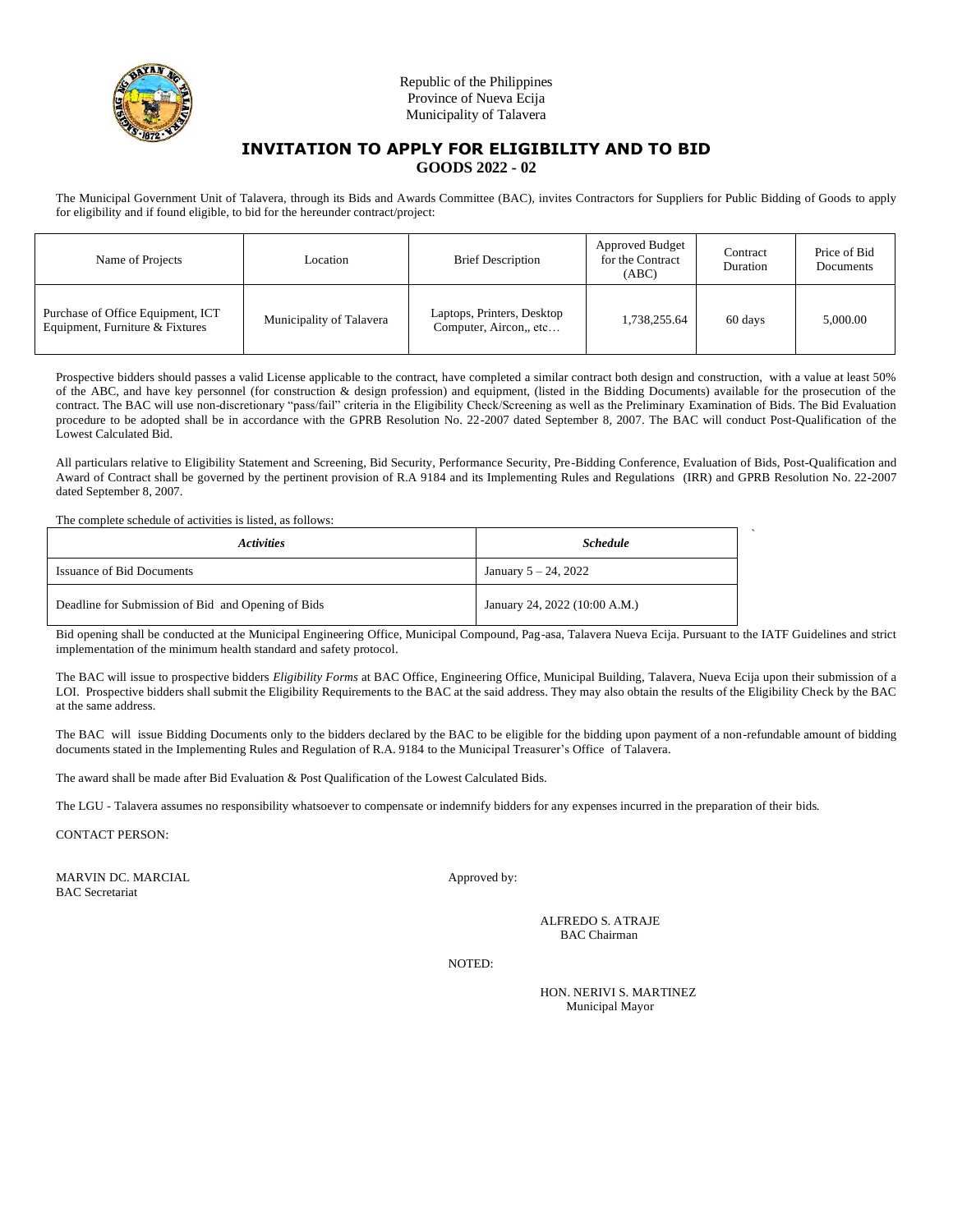Republic of the Philippines
Province of Nueva Ecija
Municipality of Talavera

# INVITATION TO APPLY FOR ELIGIBILITY AND TO BID
## GOODS 2022 - 02

The Municipal Government Unit of Talavera, through its Bids and Awards Committee (BAC), invites Contractors for Suppliers for Public Bidding of Goods to apply for eligibility and if found eligible, to bid for the hereunder contract/project:

| Name of Projects | Location | Brief Description | Approved Budget for the Contract (ABC) | Contract Duration | Price of Bid Documents |
|---|---|---|---|---|---|
| Purchase of Office Equipment, ICT Equipment, Furniture & Fixtures | Municipality of Talavera | Laptops, Printers, Desktop Computer, Aircon,, etc… | 1,738,255.64 | 60 days | 5,000.00 |

Prospective bidders should passes a valid License applicable to the contract, have completed a similar contract both design and construction, with a value at least 50% of the ABC, and have key personnel (for construction & design profession) and equipment, (listed in the Bidding Documents) available for the prosecution of the contract. The BAC will use non-discretionary "pass/fail" criteria in the Eligibility Check/Screening as well as the Preliminary Examination of Bids. The Bid Evaluation procedure to be adopted shall be in accordance with the GPRB Resolution No. 22-2007 dated September 8, 2007. The BAC will conduct Post-Qualification of the Lowest Calculated Bid.

All particulars relative to Eligibility Statement and Screening, Bid Security, Performance Security, Pre-Bidding Conference, Evaluation of Bids, Post-Qualification and Award of Contract shall be governed by the pertinent provision of R.A 9184 and its Implementing Rules and Regulations (IRR) and GPRB Resolution No. 22-2007 dated September 8, 2007.

The complete schedule of activities is listed, as follows:

| *Activities* | *Schedule* |
|---|---|
| Issuance of Bid Documents | January 5 – 24, 2022 |
| Deadline for Submission of Bid and Opening of Bids | January 24, 2022 (10:00 A.M.) |

Bid opening shall be conducted at the Municipal Engineering Office, Municipal Compound, Pag-asa, Talavera Nueva Ecija. Pursuant to the IATF Guidelines and strict implementation of the minimum health standard and safety protocol.

The BAC will issue to prospective bidders *Eligibility Forms* at BAC Office, Engineering Office, Municipal Building, Talavera, Nueva Ecija upon their submission of a LOI. Prospective bidders shall submit the Eligibility Requirements to the BAC at the said address. They may also obtain the results of the Eligibility Check by the BAC at the same address.

The BAC will issue Bidding Documents only to the bidders declared by the BAC to be eligible for the bidding upon payment of a non-refundable amount of bidding documents stated in the Implementing Rules and Regulation of R.A. 9184 to the Municipal Treasurer's Office of Talavera.

The award shall be made after Bid Evaluation & Post Qualification of the Lowest Calculated Bids.

The LGU - Talavera assumes no responsibility whatsoever to compensate or indemnify bidders for any expenses incurred in the preparation of their bids.

CONTACT PERSON:

MARVIN DC. MARCIAL
BAC Secretariat

Approved by:

ALFREDO S. ATRAJE
BAC Chairman

NOTED:

HON. NERIVI S. MARTINEZ
Municipal Mayor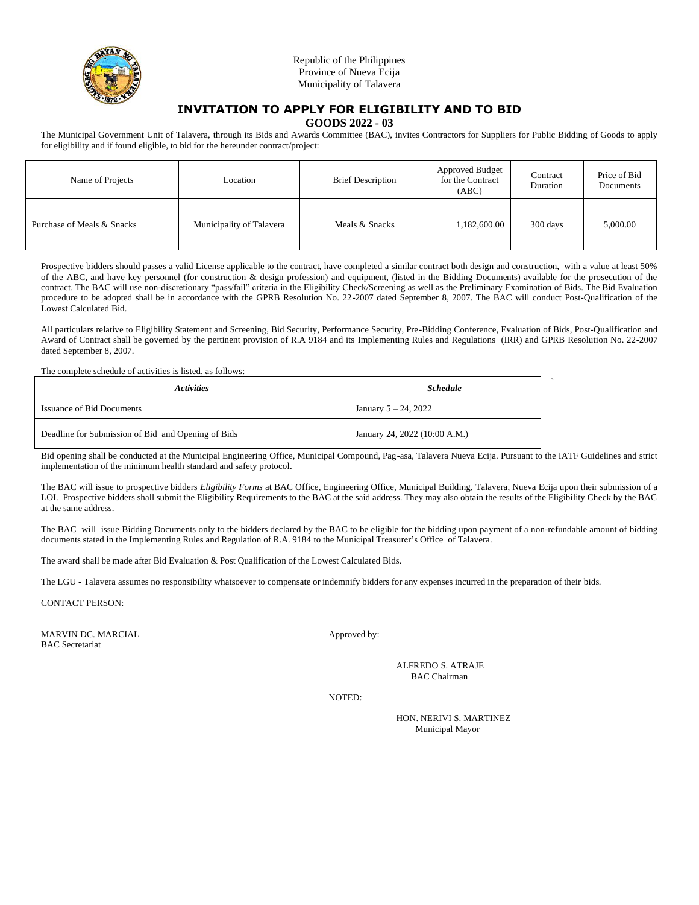Republic of the Philippines
Province of Nueva Ecija
Municipality of Talavera

# INVITATION TO APPLY FOR ELIGIBILITY AND TO BID

## GOODS 2022 - 03

The Municipal Government Unit of Talavera, through its Bids and Awards Committee (BAC), invites Contractors for Suppliers for Public Bidding of Goods to apply for eligibility and if found eligible, to bid for the hereunder contract/project:

| Name of Projects | Location | Brief Description | Approved Budget for the Contract (ABC) | Contract Duration | Price of Bid Documents |
|---|---|---|---|---|---|
| Purchase of Meals & Snacks | Municipality of Talavera | Meals & Snacks | 1,182,600.00 | 300 days | 5,000.00 |

Prospective bidders should passes a valid License applicable to the contract, have completed a similar contract both design and construction, with a value at least 50% of the ABC, and have key personnel (for construction & design profession) and equipment, (listed in the Bidding Documents) available for the prosecution of the contract. The BAC will use non-discretionary "pass/fail" criteria in the Eligibility Check/Screening as well as the Preliminary Examination of Bids. The Bid Evaluation procedure to be adopted shall be in accordance with the GPRB Resolution No. 22-2007 dated September 8, 2007. The BAC will conduct Post-Qualification of the Lowest Calculated Bid.

All particulars relative to Eligibility Statement and Screening, Bid Security, Performance Security, Pre-Bidding Conference, Evaluation of Bids, Post-Qualification and Award of Contract shall be governed by the pertinent provision of R.A 9184 and its Implementing Rules and Regulations (IRR) and GPRB Resolution No. 22-2007 dated September 8, 2007.

The complete schedule of activities is listed, as follows:

| *Activities* | *Schedule* |
|---|---|
| Issuance of Bid Documents | January 5 – 24, 2022 |
| Deadline for Submission of Bid and Opening of Bids | January 24, 2022 (10:00 A.M.) |

Bid opening shall be conducted at the Municipal Engineering Office, Municipal Compound, Pag-asa, Talavera Nueva Ecija. Pursuant to the IATF Guidelines and strict implementation of the minimum health standard and safety protocol.

The BAC will issue to prospective bidders *Eligibility Forms* at BAC Office, Engineering Office, Municipal Building, Talavera, Nueva Ecija upon their submission of a LOI. Prospective bidders shall submit the Eligibility Requirements to the BAC at the said address. They may also obtain the results of the Eligibility Check by the BAC at the same address.

The BAC will issue Bidding Documents only to the bidders declared by the BAC to be eligible for the bidding upon payment of a non-refundable amount of bidding documents stated in the Implementing Rules and Regulation of R.A. 9184 to the Municipal Treasurer's Office of Talavera.

The award shall be made after Bid Evaluation & Post Qualification of the Lowest Calculated Bids.

The LGU - Talavera assumes no responsibility whatsoever to compensate or indemnify bidders for any expenses incurred in the preparation of their bids.

CONTACT PERSON:

MARVIN DC. MARCIAL
BAC Secretariat

Approved by:

ALFREDO S. ATRAJE
BAC Chairman

NOTED:

HON. NERIVI S. MARTINEZ
Municipal Mayor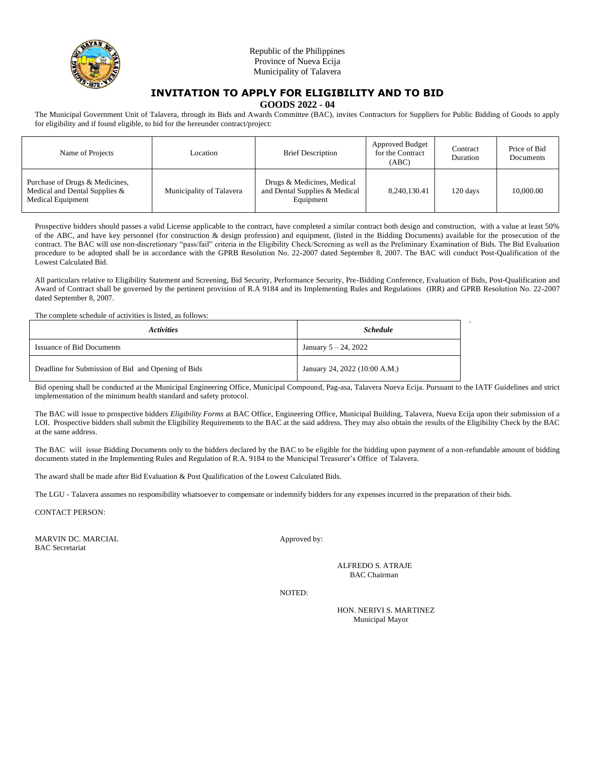Republic of the Philippines
Province of Nueva Ecija
Municipality of Talavera

# INVITATION TO APPLY FOR ELIGIBILITY AND TO BID

## GOODS 2022 - 04

The Municipal Government Unit of Talavera, through its Bids and Awards Committee (BAC), invites Contractors for Suppliers for Public Bidding of Goods to apply for eligibility and if found eligible, to bid for the hereunder contract/project:

| Name of Projects | Location | Brief Description | Approved Budget for the Contract (ABC) | Contract Duration | Price of Bid Documents |
|---|---|---|---|---|---|
| Purchase of Drugs & Medicines, Medical and Dental Supplies & Medical Equipment | Municipality of Talavera | Drugs & Medicines, Medical and Dental Supplies & Medical Equipment | 8,240,130.41 | 120 days | 10,000.00 |

Prospective bidders should passes a valid License applicable to the contract, have completed a similar contract both design and construction, with a value at least 50% of the ABC, and have key personnel (for construction & design profession) and equipment, (listed in the Bidding Documents) available for the prosecution of the contract. The BAC will use non-discretionary "pass/fail" criteria in the Eligibility Check/Screening as well as the Preliminary Examination of Bids. The Bid Evaluation procedure to be adopted shall be in accordance with the GPRB Resolution No. 22-2007 dated September 8, 2007. The BAC will conduct Post-Qualification of the Lowest Calculated Bid.

All particulars relative to Eligibility Statement and Screening, Bid Security, Performance Security, Pre-Bidding Conference, Evaluation of Bids, Post-Qualification and Award of Contract shall be governed by the pertinent provision of R.A 9184 and its Implementing Rules and Regulations (IRR) and GPRB Resolution No. 22-2007 dated September 8, 2007.

The complete schedule of activities is listed, as follows:

| *Activities* | *Schedule* |
|---|---|
| Issuance of Bid Documents | January 5 – 24, 2022 |
| Deadline for Submission of Bid and Opening of Bids | January 24, 2022 (10:00 A.M.) |

Bid opening shall be conducted at the Municipal Engineering Office, Municipal Compound, Pag-asa, Talavera Nueva Ecija. Pursuant to the IATF Guidelines and strict implementation of the minimum health standard and safety protocol.

The BAC will issue to prospective bidders *Eligibility Forms* at BAC Office, Engineering Office, Municipal Building, Talavera, Nueva Ecija upon their submission of a LOI. Prospective bidders shall submit the Eligibility Requirements to the BAC at the said address. They may also obtain the results of the Eligibility Check by the BAC at the same address.

The BAC will issue Bidding Documents only to the bidders declared by the BAC to be eligible for the bidding upon payment of a non-refundable amount of bidding documents stated in the Implementing Rules and Regulation of R.A. 9184 to the Municipal Treasurer's Office of Talavera.

The award shall be made after Bid Evaluation & Post Qualification of the Lowest Calculated Bids.

The LGU - Talavera assumes no responsibility whatsoever to compensate or indemnify bidders for any expenses incurred in the preparation of their bids.

CONTACT PERSON:

MARVIN DC. MARCIAL
BAC Secretariat

Approved by:

ALFREDO S. ATRAJE
BAC Chairman

NOTED:

HON. NERIVI S. MARTINEZ
Municipal Mayor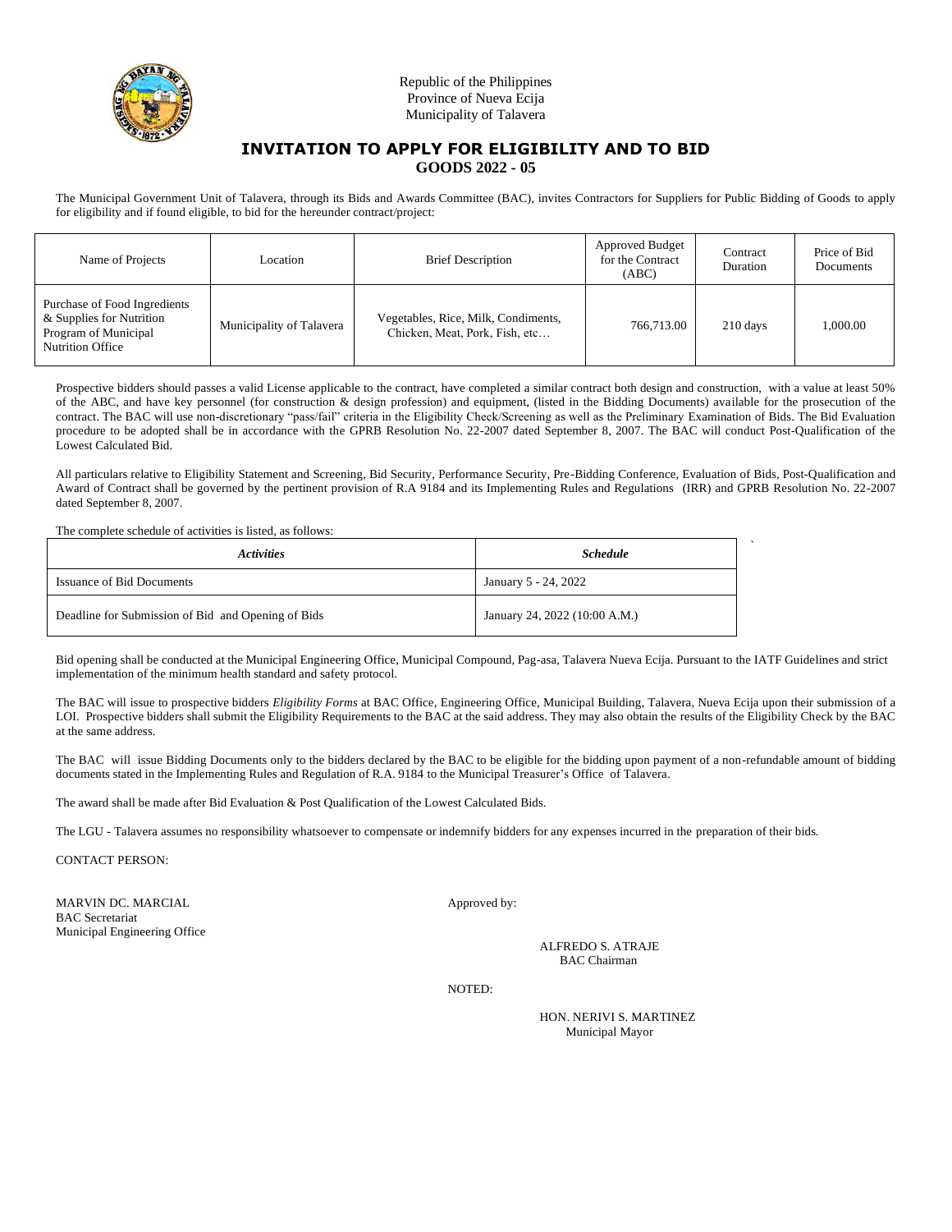Republic of the Philippines
Province of Nueva Ecija
Municipality of Talavera

# INVITATION TO APPLY FOR ELIGIBILITY AND TO BID

## GOODS 2022 - 05

The Municipal Government Unit of Talavera, through its Bids and Awards Committee (BAC), invites Contractors for Suppliers for Public Bidding of Goods to apply for eligibility and if found eligible, to bid for the hereunder contract/project:

| Name of Projects | Location | Brief Description | Approved Budget for the Contract (ABC) | Contract Duration | Price of Bid Documents |
|---|---|---|---|---|---|
| Purchase of Food Ingredients & Supplies for Nutrition Program of Municipal Nutrition Office | Municipality of Talavera | Vegetables, Rice, Milk, Condiments, Chicken, Meat, Pork, Fish, etc… | 766,713.00 | 210 days | 1,000.00 |

Prospective bidders should passes a valid License applicable to the contract, have completed a similar contract both design and construction, with a value at least 50% of the ABC, and have key personnel (for construction & design profession) and equipment, (listed in the Bidding Documents) available for the prosecution of the contract. The BAC will use non-discretionary "pass/fail" criteria in the Eligibility Check/Screening as well as the Preliminary Examination of Bids. The Bid Evaluation procedure to be adopted shall be in accordance with the GPRB Resolution No. 22-2007 dated September 8, 2007. The BAC will conduct Post-Qualification of the Lowest Calculated Bid.

All particulars relative to Eligibility Statement and Screening, Bid Security, Performance Security, Pre-Bidding Conference, Evaluation of Bids, Post-Qualification and Award of Contract shall be governed by the pertinent provision of R.A 9184 and its Implementing Rules and Regulations (IRR) and GPRB Resolution No. 22-2007 dated September 8, 2007.

The complete schedule of activities is listed, as follows:

| *Activities* | *Schedule* |
|---|---|
| Issuance of Bid Documents | January 5 - 24, 2022 |
| Deadline for Submission of Bid and Opening of Bids | January 24, 2022 (10:00 A.M.) |

Bid opening shall be conducted at the Municipal Engineering Office, Municipal Compound, Pag-asa, Talavera Nueva Ecija. Pursuant to the IATF Guidelines and strict implementation of the minimum health standard and safety protocol.

The BAC will issue to prospective bidders *Eligibility Forms* at BAC Office, Engineering Office, Municipal Building, Talavera, Nueva Ecija upon their submission of a LOI. Prospective bidders shall submit the Eligibility Requirements to the BAC at the said address. They may also obtain the results of the Eligibility Check by the BAC at the same address.

The BAC will issue Bidding Documents only to the bidders declared by the BAC to be eligible for the bidding upon payment of a non-refundable amount of bidding documents stated in the Implementing Rules and Regulation of R.A. 9184 to the Municipal Treasurer's Office of Talavera.

The award shall be made after Bid Evaluation & Post Qualification of the Lowest Calculated Bids.

The LGU - Talavera assumes no responsibility whatsoever to compensate or indemnify bidders for any expenses incurred in the preparation of their bids.

CONTACT PERSON:

MARVIN DC. MARCIAL
BAC Secretariat
Municipal Engineering Office

Approved by:

ALFREDO S. ATRAJE
BAC Chairman

NOTED:

HON. NERIVI S. MARTINEZ
Municipal Mayor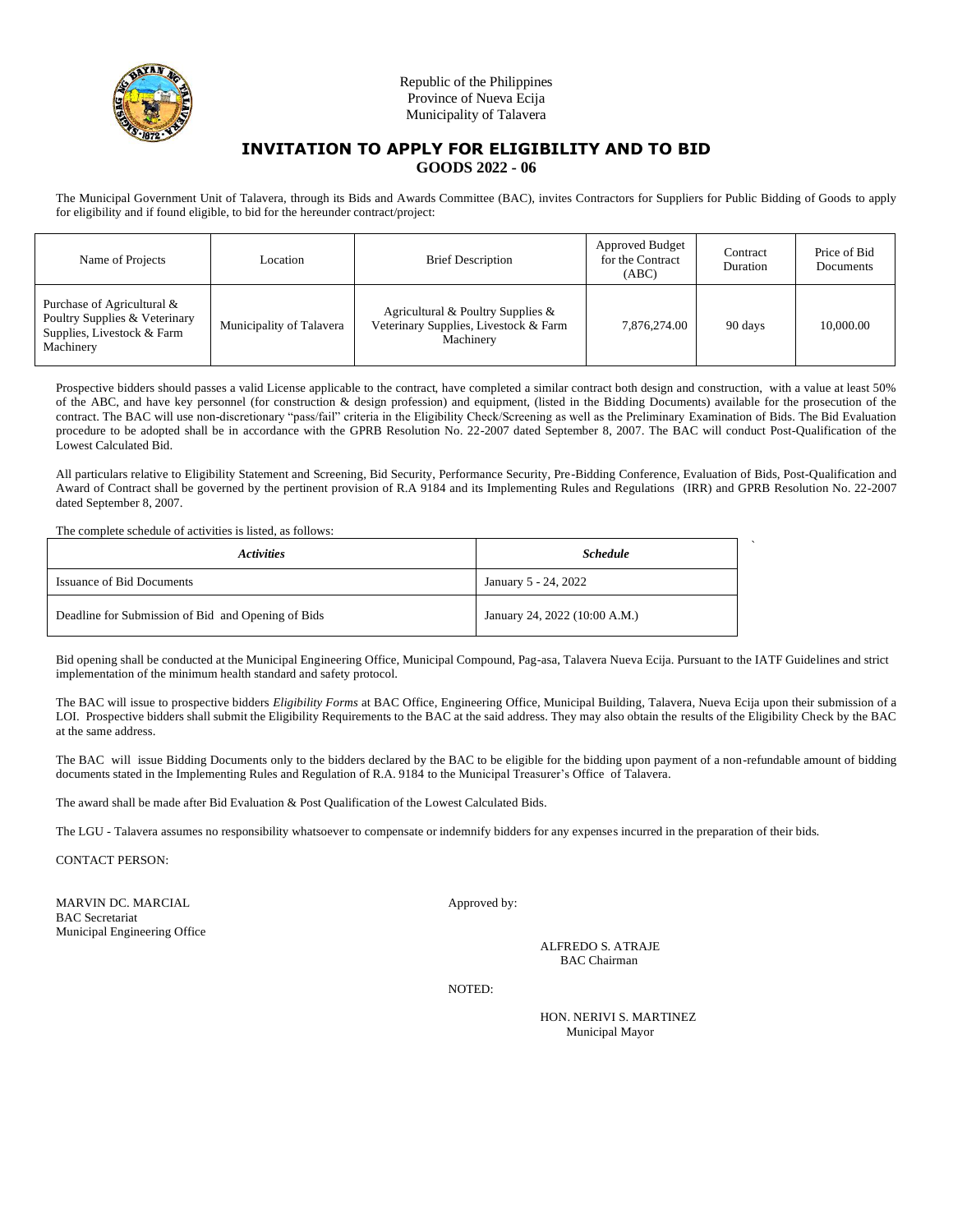Republic of the Philippines
Province of Nueva Ecija
Municipality of Talavera

# INVITATION TO APPLY FOR ELIGIBILITY AND TO BID

## GOODS 2022 - 06

The Municipal Government Unit of Talavera, through its Bids and Awards Committee (BAC), invites Contractors for Suppliers for Public Bidding of Goods to apply for eligibility and if found eligible, to bid for the hereunder contract/project:

| Name of Projects | Location | Brief Description | Approved Budget for the Contract (ABC) | Contract Duration | Price of Bid Documents |
|---|---|---|---|---|---|
| Purchase of Agricultural & Poultry Supplies & Veterinary Supplies, Livestock & Farm Machinery | Municipality of Talavera | Agricultural & Poultry Supplies & Veterinary Supplies, Livestock & Farm Machinery | 7,876,274.00 | 90 days | 10,000.00 |

Prospective bidders should passes a valid License applicable to the contract, have completed a similar contract both design and construction, with a value at least 50% of the ABC, and have key personnel (for construction & design profession) and equipment, (listed in the Bidding Documents) available for the prosecution of the contract. The BAC will use non-discretionary "pass/fail" criteria in the Eligibility Check/Screening as well as the Preliminary Examination of Bids. The Bid Evaluation procedure to be adopted shall be in accordance with the GPRB Resolution No. 22-2007 dated September 8, 2007. The BAC will conduct Post-Qualification of the Lowest Calculated Bid.

All particulars relative to Eligibility Statement and Screening, Bid Security, Performance Security, Pre-Bidding Conference, Evaluation of Bids, Post-Qualification and Award of Contract shall be governed by the pertinent provision of R.A 9184 and its Implementing Rules and Regulations (IRR) and GPRB Resolution No. 22-2007 dated September 8, 2007.

The complete schedule of activities is listed, as follows:

| *Activities* | *Schedule* |
|---|---|
| Issuance of Bid Documents | January 5 - 24, 2022 |
| Deadline for Submission of Bid and Opening of Bids | January 24, 2022 (10:00 A.M.) |

Bid opening shall be conducted at the Municipal Engineering Office, Municipal Compound, Pag-asa, Talavera Nueva Ecija. Pursuant to the IATF Guidelines and strict implementation of the minimum health standard and safety protocol.

The BAC will issue to prospective bidders *Eligibility Forms* at BAC Office, Engineering Office, Municipal Building, Talavera, Nueva Ecija upon their submission of a LOI. Prospective bidders shall submit the Eligibility Requirements to the BAC at the said address. They may also obtain the results of the Eligibility Check by the BAC at the same address.

The BAC will issue Bidding Documents only to the bidders declared by the BAC to be eligible for the bidding upon payment of a non-refundable amount of bidding documents stated in the Implementing Rules and Regulation of R.A. 9184 to the Municipal Treasurer's Office of Talavera.

The award shall be made after Bid Evaluation & Post Qualification of the Lowest Calculated Bids.

The LGU - Talavera assumes no responsibility whatsoever to compensate or indemnify bidders for any expenses incurred in the preparation of their bids.

CONTACT PERSON:

MARVIN DC. MARCIAL
BAC Secretariat
Municipal Engineering Office

Approved by:

ALFREDO S. ATRAJE
BAC Chairman

NOTED:

HON. NERIVI S. MARTINEZ
Municipal Mayor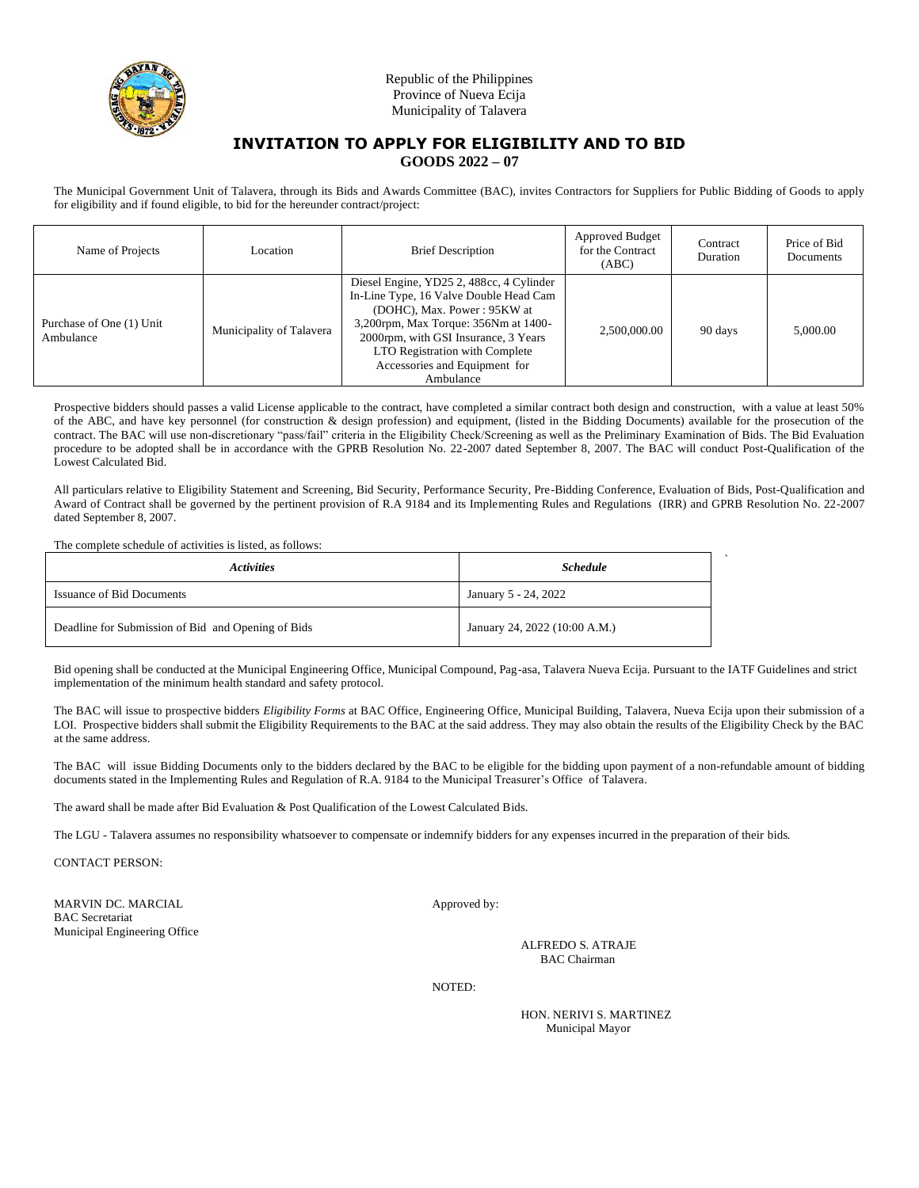Republic of the Philippines
Province of Nueva Ecija
Municipality of Talavera

# INVITATION TO APPLY FOR ELIGIBILITY AND TO BID

## GOODS 2022 – 07

The Municipal Government Unit of Talavera, through its Bids and Awards Committee (BAC), invites Contractors for Suppliers for Public Bidding of Goods to apply for eligibility and if found eligible, to bid for the hereunder contract/project:

| Name of Projects | Location | Brief Description | Approved Budget for the Contract (ABC) | Contract Duration | Price of Bid Documents |
|---|---|---|---|---|---|
| Purchase of One (1) Unit Ambulance | Municipality of Talavera | Diesel Engine, YD25 2, 488cc, 4 Cylinder In-Line Type, 16 Valve Double Head Cam (DOHC), Max. Power : 95KW at 3,200rpm, Max Torque: 356Nm at 1400-2000rpm, with GSI Insurance, 3 Years LTO Registration with Complete Accessories and Equipment for Ambulance | 2,500,000.00 | 90 days | 5,000.00 |

Prospective bidders should passes a valid License applicable to the contract, have completed a similar contract both design and construction, with a value at least 50% of the ABC, and have key personnel (for construction & design profession) and equipment, (listed in the Bidding Documents) available for the prosecution of the contract. The BAC will use non-discretionary "pass/fail" criteria in the Eligibility Check/Screening as well as the Preliminary Examination of Bids. The Bid Evaluation procedure to be adopted shall be in accordance with the GPRB Resolution No. 22-2007 dated September 8, 2007. The BAC will conduct Post-Qualification of the Lowest Calculated Bid.

All particulars relative to Eligibility Statement and Screening, Bid Security, Performance Security, Pre-Bidding Conference, Evaluation of Bids, Post-Qualification and Award of Contract shall be governed by the pertinent provision of R.A 9184 and its Implementing Rules and Regulations (IRR) and GPRB Resolution No. 22-2007 dated September 8, 2007.

The complete schedule of activities is listed, as follows:

| *Activities* | *Schedule* |
|---|---|
| Issuance of Bid Documents | January 5 - 24, 2022 |
| Deadline for Submission of Bid and Opening of Bids | January 24, 2022 (10:00 A.M.) |

Bid opening shall be conducted at the Municipal Engineering Office, Municipal Compound, Pag-asa, Talavera Nueva Ecija. Pursuant to the IATF Guidelines and strict implementation of the minimum health standard and safety protocol.

The BAC will issue to prospective bidders *Eligibility Forms* at BAC Office, Engineering Office, Municipal Building, Talavera, Nueva Ecija upon their submission of a LOI. Prospective bidders shall submit the Eligibility Requirements to the BAC at the said address. They may also obtain the results of the Eligibility Check by the BAC at the same address.

The BAC will issue Bidding Documents only to the bidders declared by the BAC to be eligible for the bidding upon payment of a non-refundable amount of bidding documents stated in the Implementing Rules and Regulation of R.A. 9184 to the Municipal Treasurer's Office of Talavera.

The award shall be made after Bid Evaluation & Post Qualification of the Lowest Calculated Bids.

The LGU - Talavera assumes no responsibility whatsoever to compensate or indemnify bidders for any expenses incurred in the preparation of their bids.

CONTACT PERSON:

MARVIN DC. MARCIAL
BAC Secretariat
Municipal Engineering Office

Approved by:

ALFREDO S. ATRAJE
BAC Chairman

NOTED:

HON. NERIVI S. MARTINEZ
Municipal Mayor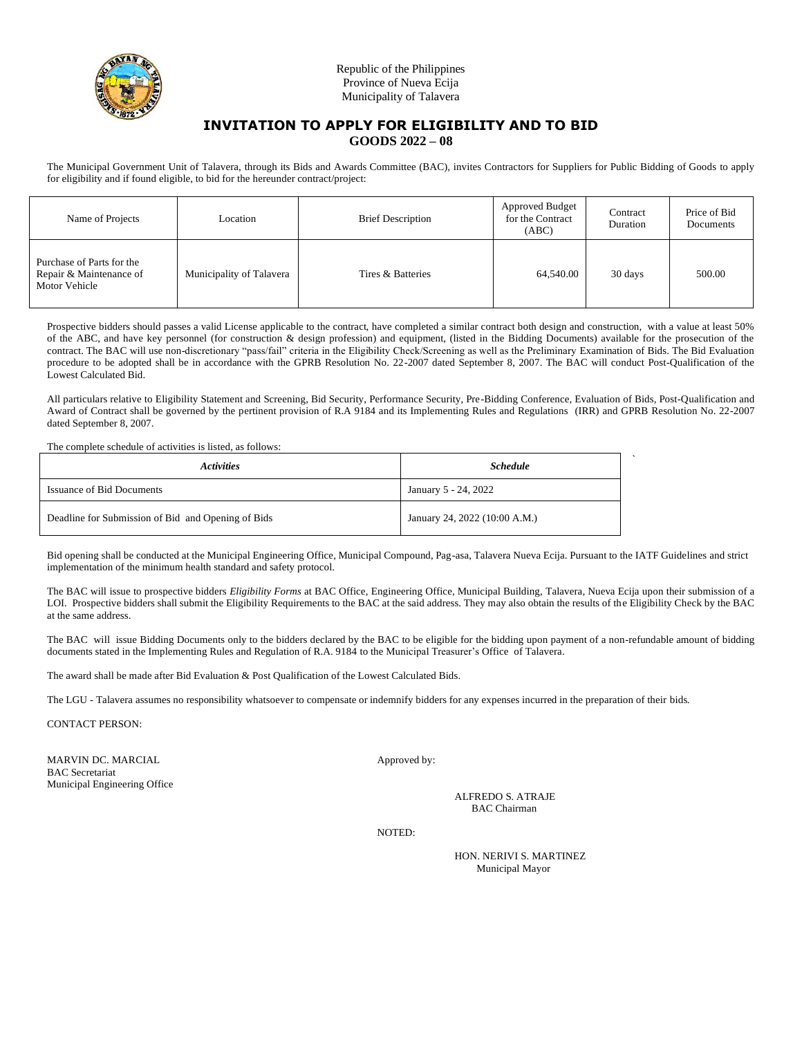Republic of the Philippines
Province of Nueva Ecija
Municipality of Talavera

# INVITATION TO APPLY FOR ELIGIBILITY AND TO BID

## GOODS 2022 – 08

The Municipal Government Unit of Talavera, through its Bids and Awards Committee (BAC), invites Contractors for Suppliers for Public Bidding of Goods to apply for eligibility and if found eligible, to bid for the hereunder contract/project:

| Name of Projects | Location | Brief Description | Approved Budget for the Contract (ABC) | Contract Duration | Price of Bid Documents |
|---|---|---|---|---|---|
| Purchase of Parts for the Repair & Maintenance of Motor Vehicle | Municipality of Talavera | Tires & Batteries | 64,540.00 | 30 days | 500.00 |

Prospective bidders should passes a valid License applicable to the contract, have completed a similar contract both design and construction, with a value at least 50% of the ABC, and have key personnel (for construction & design profession) and equipment, (listed in the Bidding Documents) available for the prosecution of the contract. The BAC will use non-discretionary "pass/fail" criteria in the Eligibility Check/Screening as well as the Preliminary Examination of Bids. The Bid Evaluation procedure to be adopted shall be in accordance with the GPRB Resolution No. 22-2007 dated September 8, 2007. The BAC will conduct Post-Qualification of the Lowest Calculated Bid.

All particulars relative to Eligibility Statement and Screening, Bid Security, Performance Security, Pre-Bidding Conference, Evaluation of Bids, Post-Qualification and Award of Contract shall be governed by the pertinent provision of R.A 9184 and its Implementing Rules and Regulations (IRR) and GPRB Resolution No. 22-2007 dated September 8, 2007.

The complete schedule of activities is listed, as follows:

| *Activities* | *Schedule* |
|---|---|
| Issuance of Bid Documents | January 5 - 24, 2022 |
| Deadline for Submission of Bid and Opening of Bids | January 24, 2022 (10:00 A.M.) |

Bid opening shall be conducted at the Municipal Engineering Office, Municipal Compound, Pag-asa, Talavera Nueva Ecija. Pursuant to the IATF Guidelines and strict implementation of the minimum health standard and safety protocol.

The BAC will issue to prospective bidders *Eligibility Forms* at BAC Office, Engineering Office, Municipal Building, Talavera, Nueva Ecija upon their submission of a LOI. Prospective bidders shall submit the Eligibility Requirements to the BAC at the said address. They may also obtain the results of the Eligibility Check by the BAC at the same address.

The BAC will issue Bidding Documents only to the bidders declared by the BAC to be eligible for the bidding upon payment of a non-refundable amount of bidding documents stated in the Implementing Rules and Regulation of R.A. 9184 to the Municipal Treasurer's Office of Talavera.

The award shall be made after Bid Evaluation & Post Qualification of the Lowest Calculated Bids.

The LGU - Talavera assumes no responsibility whatsoever to compensate or indemnify bidders for any expenses incurred in the preparation of their bids.

CONTACT PERSON:

MARVIN DC. MARCIAL
BAC Secretariat
Municipal Engineering Office

Approved by:

ALFREDO S. ATRAJE
BAC Chairman

NOTED:

HON. NERIVI S. MARTINEZ
Municipal Mayor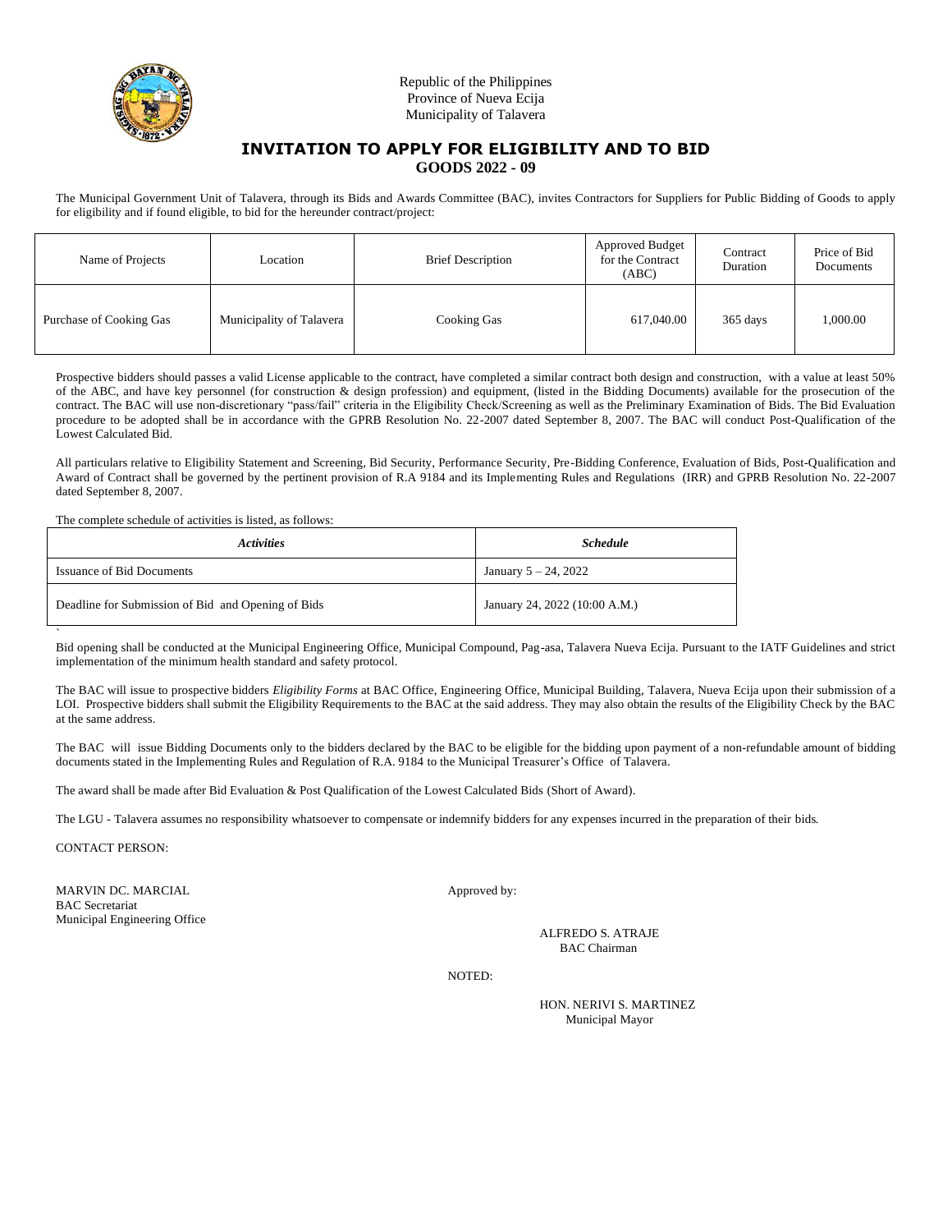Republic of the Philippines
Province of Nueva Ecija
Municipality of Talavera

# INVITATION TO APPLY FOR ELIGIBILITY AND TO BID

## GOODS 2022 - 09

The Municipal Government Unit of Talavera, through its Bids and Awards Committee (BAC), invites Contractors for Suppliers for Public Bidding of Goods to apply for eligibility and if found eligible, to bid for the hereunder contract/project:

| Name of Projects | Location | Brief Description | Approved Budget for the Contract (ABC) | Contract Duration | Price of Bid Documents |
|---|---|---|---|---|---|
| Purchase of Cooking Gas | Municipality of Talavera | Cooking Gas | 617,040.00 | 365 days | 1,000.00 |

Prospective bidders should passes a valid License applicable to the contract, have completed a similar contract both design and construction, with a value at least 50% of the ABC, and have key personnel (for construction & design profession) and equipment, (listed in the Bidding Documents) available for the prosecution of the contract. The BAC will use non-discretionary "pass/fail" criteria in the Eligibility Check/Screening as well as the Preliminary Examination of Bids. The Bid Evaluation procedure to be adopted shall be in accordance with the GPRB Resolution No. 22-2007 dated September 8, 2007. The BAC will conduct Post-Qualification of the Lowest Calculated Bid.

All particulars relative to Eligibility Statement and Screening, Bid Security, Performance Security, Pre-Bidding Conference, Evaluation of Bids, Post-Qualification and Award of Contract shall be governed by the pertinent provision of R.A 9184 and its Implementing Rules and Regulations (IRR) and GPRB Resolution No. 22-2007 dated September 8, 2007.

The complete schedule of activities is listed, as follows:

| *Activities* | *Schedule* |
|---|---|
| Issuance of Bid Documents | January 5 – 24, 2022 |
| Deadline for Submission of Bid and Opening of Bids | January 24, 2022 (10:00 A.M.) |

Bid opening shall be conducted at the Municipal Engineering Office, Municipal Compound, Pag-asa, Talavera Nueva Ecija. Pursuant to the IATF Guidelines and strict implementation of the minimum health standard and safety protocol.

The BAC will issue to prospective bidders *Eligibility Forms* at BAC Office, Engineering Office, Municipal Building, Talavera, Nueva Ecija upon their submission of a LOI. Prospective bidders shall submit the Eligibility Requirements to the BAC at the said address. They may also obtain the results of the Eligibility Check by the BAC at the same address.

The BAC will issue Bidding Documents only to the bidders declared by the BAC to be eligible for the bidding upon payment of a non-refundable amount of bidding documents stated in the Implementing Rules and Regulation of R.A. 9184 to the Municipal Treasurer's Office of Talavera.

The award shall be made after Bid Evaluation & Post Qualification of the Lowest Calculated Bids (Short of Award).

The LGU - Talavera assumes no responsibility whatsoever to compensate or indemnify bidders for any expenses incurred in the preparation of their bids.

CONTACT PERSON:

MARVIN DC. MARCIAL
BAC Secretariat
Municipal Engineering Office

Approved by:

ALFREDO S. ATRAJE
BAC Chairman

NOTED:

HON. NERIVI S. MARTINEZ
Municipal Mayor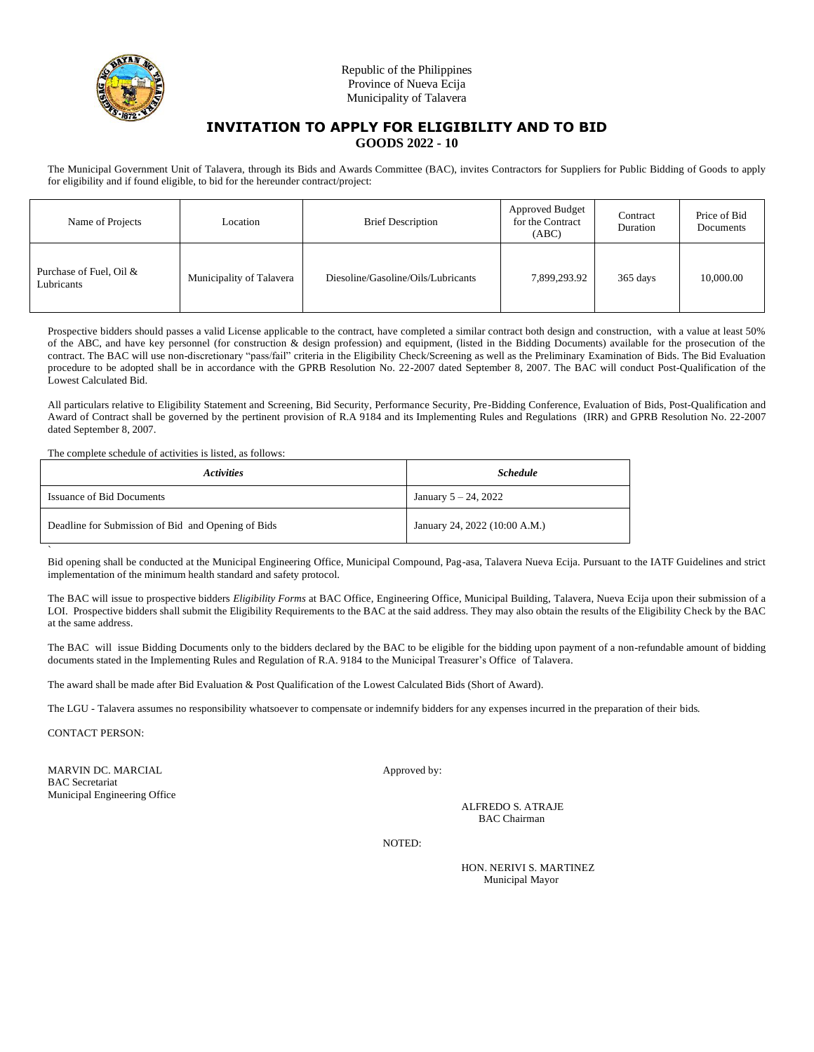Republic of the Philippines
Province of Nueva Ecija
Municipality of Talavera

# INVITATION TO APPLY FOR ELIGIBILITY AND TO BID

## GOODS 2022 - 10

The Municipal Government Unit of Talavera, through its Bids and Awards Committee (BAC), invites Contractors for Suppliers for Public Bidding of Goods to apply for eligibility and if found eligible, to bid for the hereunder contract/project:

| Name of Projects | Location | Brief Description | Approved Budget for the Contract (ABC) | Contract Duration | Price of Bid Documents |
|---|---|---|---|---|---|
| Purchase of Fuel, Oil & Lubricants | Municipality of Talavera | Diesoline/Gasoline/Oils/Lubricants | 7,899,293.92 | 365 days | 10,000.00 |

Prospective bidders should passes a valid License applicable to the contract, have completed a similar contract both design and construction, with a value at least 50% of the ABC, and have key personnel (for construction & design profession) and equipment, (listed in the Bidding Documents) available for the prosecution of the contract. The BAC will use non-discretionary "pass/fail" criteria in the Eligibility Check/Screening as well as the Preliminary Examination of Bids. The Bid Evaluation procedure to be adopted shall be in accordance with the GPRB Resolution No. 22-2007 dated September 8, 2007. The BAC will conduct Post-Qualification of the Lowest Calculated Bid.

All particulars relative to Eligibility Statement and Screening, Bid Security, Performance Security, Pre-Bidding Conference, Evaluation of Bids, Post-Qualification and Award of Contract shall be governed by the pertinent provision of R.A 9184 and its Implementing Rules and Regulations (IRR) and GPRB Resolution No. 22-2007 dated September 8, 2007.

The complete schedule of activities is listed, as follows:

| *Activities* | *Schedule* |
|---|---|
| Issuance of Bid Documents | January 5 – 24, 2022 |
| Deadline for Submission of Bid and Opening of Bids | January 24, 2022 (10:00 A.M.) |

Bid opening shall be conducted at the Municipal Engineering Office, Municipal Compound, Pag-asa, Talavera Nueva Ecija. Pursuant to the IATF Guidelines and strict implementation of the minimum health standard and safety protocol.

The BAC will issue to prospective bidders *Eligibility Forms* at BAC Office, Engineering Office, Municipal Building, Talavera, Nueva Ecija upon their submission of a LOI. Prospective bidders shall submit the Eligibility Requirements to the BAC at the said address. They may also obtain the results of the Eligibility Check by the BAC at the same address.

The BAC will issue Bidding Documents only to the bidders declared by the BAC to be eligible for the bidding upon payment of a non-refundable amount of bidding documents stated in the Implementing Rules and Regulation of R.A. 9184 to the Municipal Treasurer's Office of Talavera.

The award shall be made after Bid Evaluation & Post Qualification of the Lowest Calculated Bids (Short of Award).

The LGU - Talavera assumes no responsibility whatsoever to compensate or indemnify bidders for any expenses incurred in the preparation of their bids.

CONTACT PERSON:

MARVIN DC. MARCIAL
BAC Secretariat
Municipal Engineering Office

Approved by:

ALFREDO S. ATRAJE
BAC Chairman

NOTED:

HON. NERIVI S. MARTINEZ
Municipal Mayor